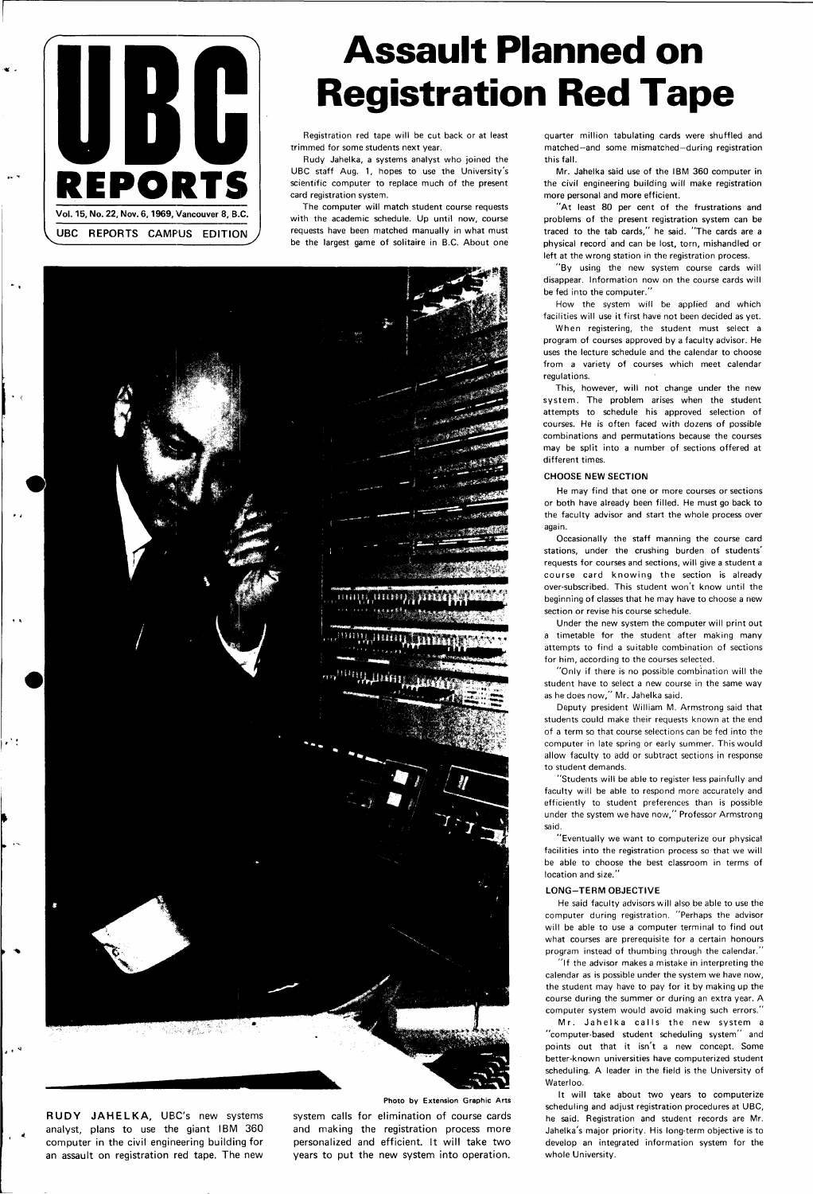# UBC REPORTS

Vol. 15, No. 22, Nov. 6, 1969, Vancouver 8, B.C.

UBC REPORTS CAMPUS EDITION

# Assault Planned on Registration Red Tape

Registration red tape will be cut back or at least trimmed for some students next year.

Rudy Jahelka, a systems analyst who joined the UBC staff Aug. 1, hopes to use the University's scientific computer to replace much of the present card registration system.

The computer will match student course requests with the academic schedule. Up until now, course requests have been matched manually in what must be the largest game of solitaire in B.C. About one quarter million tabulating cards were shuffled and matched—and some mismatched—during registration this fall.

Mr. Jahelka said use of the IBM 360 computer in the civil engineering building will make registration more personal and more efficient.

"At least 80 per cent of the frustrations and problems of the present registration system can be traced to the tab cards," he said. "The cards are a physical record and can be lost, torn, mishandled or left at the wrong station in the registration process.

"By using the new system course cards will disappear. Information now on the course cards will be fed into the computer."

How the system will be applied and which facilities will use it first have not been decided as yet.

When registering, the student must select a program of courses approved by a faculty advisor. He uses the lecture schedule and the calendar to choose from a variety of courses which meet calendar regulations.

This, however, will not change under the new system. The problem arises when the student attempts to schedule his approved selection of courses. He is often faced with dozens of possible combinations and permutations because the courses may be split into a number of sections offered at different times.

## CHOOSE NEW SECTION

He may find that one or more courses or sections or both have already been filled. He must go back to the faculty advisor and start the whole process over again.

Occasionally the staff manning the course card stations, under the crushing burden of students' requests for courses and sections, will give a student a course card knowing the section is already over-subscribed. This student won't know until the beginning of classes that he may have to choose a new section or revise his course schedule.

Under the new system the computer will print out a timetable for the student after making many attempts to find a suitable combination of sections for him, according to the courses selected.

"Only if there is no possible combination will the student have to select a new course in the same way as he does now," Mr. Jahelka said.

Deputy president William M. Armstrong said that students could make their requests known at the end of a term so that course selections can be fed into the computer in late spring or early summer. This would allow faculty to add or subtract sections in response to student demands.

"Students will be able to register less painfully and faculty will be able to respond more accurately and efficiently to student preferences than is possible under the system we have now," Professor Armstrong said.

"Eventually we want to computerize our physical facilities into the registration process so that we will be able to choose the best classroom in terms of location and size."

## LONG-TERM OBJECTIVE

He said faculty advisors will also be able to use the computer during registration. "Perhaps the advisor will be able to use a computer terminal to find out what courses are prerequisite for a certain honours program instead of thumbing through the calendar."

"If the advisor makes a mistake in interpreting the calendar as is possible under the system we have now, the student may have to pay for it by making up the course during the summer or during an extra year. A computer system would avoid making such errors."

Mr. Jahelka calls the new system a "computer-based student scheduling system" and points out that it isn't a new concept. Some better-known universities have computerized student scheduling. A leader in the field is the University of Waterloo.

It will take about two years to computerize scheduling and adjust registration procedures at UBC, he said. Registration and student records are Mr. Jahelka's major priority. His long-term objective is to develop an integrated information system for the whole University.

Photo by Extension Graphic Arts

**RUDY JAHELKA**, UBC's new systems analyst, plans to use the giant IBM 360 computer in the civil engineering building for an assault on registration red tape. The new system calls for elimination of course cards and making the registration process more personalized and efficient. It will take two years to put the new system into operation.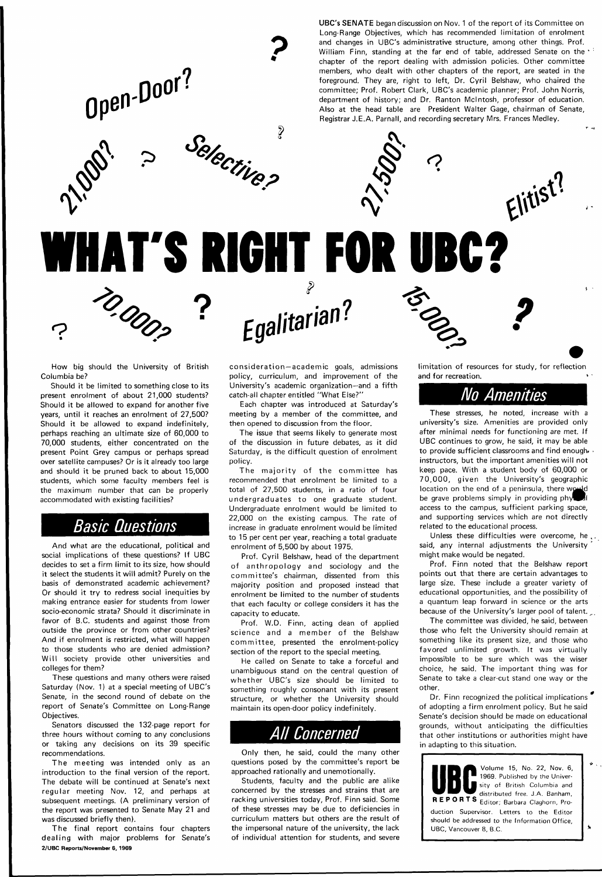UBC's SENATE began discussion on Nov. 1 of the report of its Committee on Long-Range Objectives, which has recommended limitation of enrolment and changes in UBC's administrative structure, among other things. Prof. William Finn, standing at the far end of table, addressed Senate on the chapter of the report dealing with admission policies. Other committee members, who dealt with other chapters of the report, are seated in the foreground. They are, right to left, Dr. Cyril Belshaw, who chaired the committee; Prof. Robert Clark, UBC's academic planner; Prof. John Norris, department of history; and Dr. Ranton McIntosh, professor of education. Also at the head table are President Walter Gage, chairman of Senate, Registrar J.E.A. Parnall, and recording secretary Mrs. Frances Medley.

Open-Door? 21,000? Selective? 27,500? Elitist?

# WHAT'S RIGHT FOR UBC?

70,000? Egalitarian? 15,000?

How big should the University of British Columbia be?

Should it be limited to something close to its present enrolment of about 21,000 students? Should it be allowed to expand for another five years, until it reaches an enrolment of 27,500? Should it be allowed to expand indefinitely, perhaps reaching an ultimate size of 60,000 to 70,000 students, either concentrated on the present Point Grey campus or perhaps spread over satellite campuses? Or is it already too large and should it be pruned back to about 15,000 students, which some faculty members feel is the maximum number that can be properly accommodated with existing facilities?

## Basic Questions

And what are the educational, political and social implications of these questions? If UBC decides to set a firm limit to its size, how should it select the students it will admit? Purely on the basis of demonstrated academic achievement? Or should it try to redress social inequities by making entrance easier for students from lower socio-economic strata? Should it discriminate in favor of B.C. students and against those from outside the province or from other countries? And if enrolment is restricted, what will happen to those students who are denied admission? Will society provide other universities and colleges for them?

These questions and many others were raised Saturday (Nov. 1) at a special meeting of UBC's Senate, in the second round of debate on the report of Senate's Committee on Long-Range Objectives.

Senators discussed the 132-page report for three hours without coming to any conclusions or taking any decisions on its 39 specific recommendations.

The meeting was intended only as an introduction to the final version of the report. The debate will be continued at Senate's next regular meeting Nov. 12, and perhaps at subsequent meetings. (A preliminary version of the report was presented to Senate May 21 and was discussed briefly then).

The final report contains four chapters dealing with major problems for Senate's consideration—academic goals, admissions policy, curriculum, and improvement of the University's academic organization—and a fifth catch-all chapter entitled "What Else?"

Each chapter was introduced at Saturday's meeting by a member of the committee, and then opened to discussion from the floor.

The issue that seems likely to generate most of the discussion in future debates, as it did Saturday, is the difficult question of enrolment policy.

The majority of the committee has recommended that enrolment be limited to a total of 27,500 students, in a ratio of four undergraduates to one graduate student. Undergraduate enrolment would be limited to 22,000 on the existing campus. The rate of increase in graduate enrolment would be limited to 15 per cent per year, reaching a total graduate enrolment of 5,500 by about 1975.

Prof. Cyril Belshaw, head of the department of anthropology and sociology and the committee's chairman, dissented from this majority position and proposed instead that enrolment be limited to the number of students that each faculty or college considers it has the capacity to educate.

Prof. W.D. Finn, acting dean of applied science and a member of the Belshaw committee, presented the enrolment-policy section of the report to the special meeting.

He called on Senate to take a forceful and unambiguous stand on the central question of whether UBC's size should be limited to something roughly consonant with its present structure, or whether the University should maintain its open-door policy indefinitely.

## All Concerned

Only then, he said, could the many other questions posed by the committee's report be approached rationally and unemotionally.

Students, faculty and the public are alike concerned by the stresses and strains that are racking universities today, Prof. Finn said. Some of these stresses may be due to deficiencies in curriculum matters but others are the result of the impersonal nature of the university, the lack of individual attention for students, and severe limitation of resources for study, for reflection and for recreation.

## No Amenities

These stresses, he noted, increase with a university's size. Amenities are provided only after minimal needs for functioning are met. If UBC continues to grow, he said, it may be able to provide sufficient classrooms and find enough instructors, but the important amenities will not keep pace. With a student body of 60,000 or 70,000, given the University's geographic location on the end of a peninsula, there would be grave problems simply in providing physical access to the campus, sufficient parking space, and supporting services which are not directly related to the educational process.

Unless these difficulties were overcome, he said, any internal adjustments the University might make would be negated.

Prof. Finn noted that the Belshaw report points out that there are certain advantages to large size. These include a greater variety of educational opportunities, and the possibility of a quantum leap forward in science or the arts because of the University's larger pool of talent.

The committee was divided, he said, between those who felt the University should remain at something like its present size, and those who favored unlimited growth. It was virtually impossible to be sure which was the wiser choice, he said. The important thing was for Senate to take a clear-cut stand one way or the other.

Dr. Finn recognized the political implications of adopting a firm enrolment policy. But he said Senate's decision should be made on educational grounds, without anticipating the difficulties that other institutions or authorities might have in adapting to this situation.

UBC REPORTS Volume 15, No. 22, Nov. 6, 1969. Published by the University of British Columbia and distributed free. J.A. Banham, Editor; Barbara Claghorn, Production Supervisor. Letters to the Editor should be addressed to the Information Office, UBC, Vancouver 8, B.C.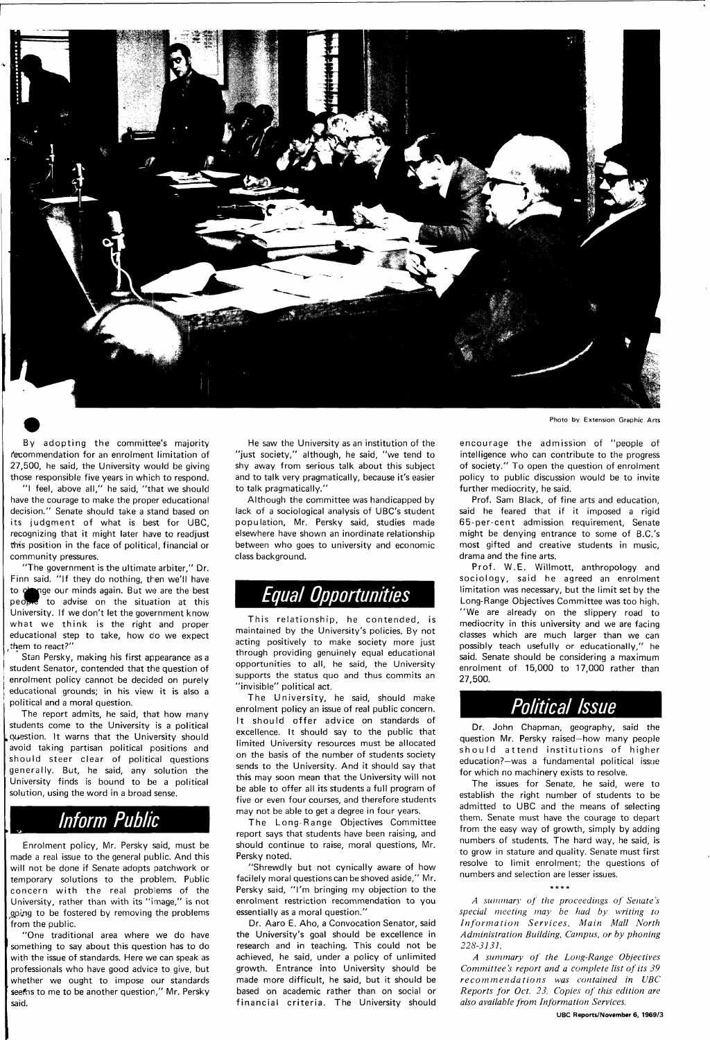Photo by Extension Graphic Arts

By adopting the committee's majority recommendation for an enrolment limitation of 27,500, he said, the University would be giving those responsible five years in which to respond.

"I feel, above all," he said, "that we should have the courage to make the proper educational decision." Senate should take a stand based on its judgment of what is best for UBC, recognizing that it might later have to readjust this position in the face of political, financial or community pressures.

"The government is the ultimate arbiter," Dr. Finn said. "If they do nothing, then we'll have to change our minds again. But we are the best people to advise on the situation at this University. If we don't let the government know what we think is the right and proper educational step to take, how do we expect them to react?"

Stan Persky, making his first appearance as a student Senator, contended that the question of enrolment policy cannot be decided on purely educational grounds; in his view it is also a political and a moral question.

The report admits, he said, that how many students come to the University is a political question. It warns that the University should avoid taking partisan political positions and should steer clear of political questions generally. But, he said, any solution the University finds is bound to be a political solution, using the word in a broad sense.

## Inform Public

Enrolment policy, Mr. Persky said, must be made a real issue to the general public. And this will not be done if Senate adopts patchwork or temporary solutions to the problem. Public concern with the real problems of the University, rather than with its "image," is not going to be fostered by removing the problems from the public.

"One traditional area where we do have something to say about this question has to do with the issue of standards. Here we can speak as professionals who have good advice to give, but whether we ought to impose our standards seems to me to be another question," Mr. Persky said.

He saw the University as an institution of the "just society," although, he said, "we tend to shy away from serious talk about this subject and to talk very pragmatically, because it's easier to talk pragmatically."

Although the committee was handicapped by lack of a sociological analysis of UBC's student population, Mr. Persky said, studies made elsewhere have shown an inordinate relationship between who goes to university and economic class background.

## Equal Opportunities

This relationship, he contended, is maintained by the University's policies. By not acting positively to make society more just through providing genuinely equal educational opportunities to all, he said, the University supports the status quo and thus commits an "invisible" political act.

The University, he said, should make enrolment policy an issue of real public concern. It should offer advice on standards of excellence. It should say to the public that limited University resources must be allocated on the basis of the number of students society sends to the University. And it should say that this may soon mean that the University will not be able to offer all its students a full program of five or even four courses, and therefore students may not be able to get a degree in four years.

The Long-Range Objectives Committee report says that students have been raising, and should continue to raise, moral questions, Mr. Persky noted.

"Shrewdly but not cynically aware of how facilely moral questions can be shoved aside," Mr. Persky said, "I'm bringing my objection to the enrolment restriction recommendation to you essentially as a moral question."

Dr. Aaro E. Aho, a Convocation Senator, said the University's goal should be excellence in research and in teaching. This could not be achieved, he said, under a policy of unlimited growth. Entrance into University should be made more difficult, he said, but it should be based on academic rather than on social or financial criteria. The University should encourage the admission of "people of intelligence who can contribute to the progress of society." To open the question of enrolment policy to public discussion would be to invite further mediocrity, he said.

Prof. Sam Black, of fine arts and education, said he feared that if it imposed a rigid 65-per-cent admission requirement, Senate might be denying entrance to some of B.C.'s most gifted and creative students in music, drama and the fine arts.

Prof. W.E. Willmott, anthropology and sociology, said he agreed an enrolment limitation was necessary, but the limit set by the Long-Range Objectives Committee was too high. "We are already on the slippery road to mediocrity in this university and we are facing classes which are much larger than we can possibly teach usefully or educationally," he said. Senate should be considering a maximum enrolment of 15,000 to 17,000 rather than 27,500.

## Political Issue

Dr. John Chapman, geography, said the question Mr. Persky raised—how many people should attend institutions of higher education?—was a fundamental political issue for which no machinery exists to resolve.

The issues for Senate, he said, were to establish the right number of students to be admitted to UBC and the means of selecting them. Senate must have the courage to depart from the easy way of growth, simply by adding numbers of students. The hard way, he said, is to grow in stature and quality. Senate must first resolve to limit enrolment; the questions of numbers and selection are lesser issues.

\*\*\*\*

*A summary of the proceedings of Senate's special meeting may be had by writing to Information Services, Main Mall North Administration Building, Campus, or by phoning 228-3131.*

*A summary of the Long-Range Objectives Committee's report and a complete list of its 39 recommendations was contained in UBC Reports for Oct. 23. Copies of this edition are also available from Information Services.*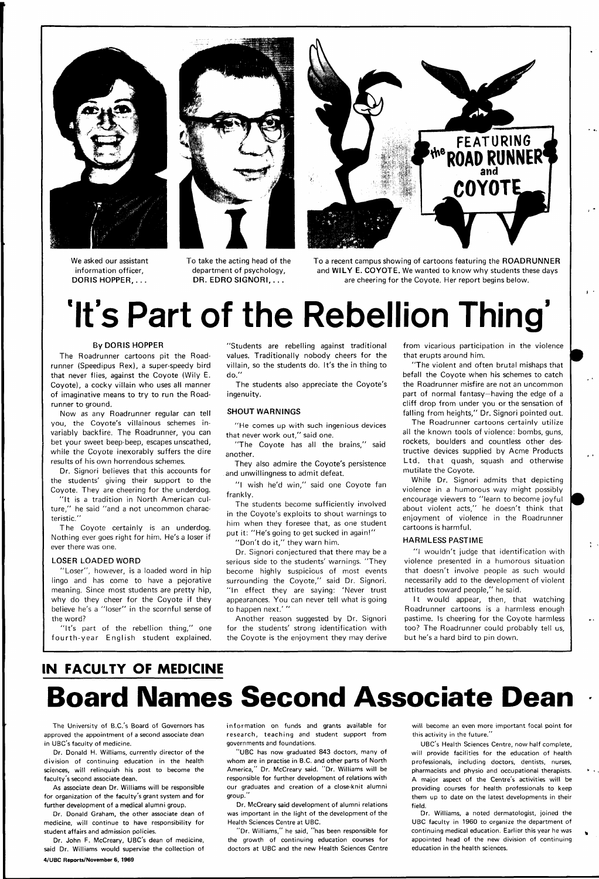We asked our assistant information officer, DORIS HOPPER, . . .

To take the acting head of the department of psychology, DR. EDRO SIGNORI, . . .

To a recent campus showing of cartoons featuring the ROADRUNNER and WILY E. COYOTE. We wanted to know why students these days are cheering for the Coyote. Her report begins below.

FEATURING the ROAD RUNNER and COYOTE

# 'It's Part of the Rebellion Thing'

By DORIS HOPPER

The Roadrunner cartoons pit the Roadrunner (Speedipus Rex), a super-speedy bird that never flies, against the Coyote (Wily E. Coyote), a cocky villain who uses all manner of imaginative means to try to run the Roadrunner to ground.

Now as any Roadrunner regular can tell you, the Coyote's villainous schemes invariably backfire. The Roadrunner, you can bet your sweet beep-beep, escapes unscathed, while the Coyote inexorably suffers the dire results of his own horrendous schemes.

Dr. Signori believes that this accounts for the students' giving their support to the Coyote. They are cheering for the underdog.

"It is a tradition in North American culture," he said "and a not uncommon characteristic."

The Coyote certainly is an underdog. Nothing ever goes right for him. He's a loser if ever there was one.

### LOSER LOADED WORD

"Loser", however, is a loaded word in hip lingo and has come to have a pejorative meaning. Since most students are pretty hip, why do they cheer for the Coyote if they believe he's a "loser" in the scornful sense of the word?

"It's part of the rebellion thing," one fourth-year English student explained. "Students are rebelling against traditional values. Traditionally nobody cheers for the villain, so the students do. It's the in thing to do."

The students also appreciate the Coyote's ingenuity.

### SHOUT WARNINGS

"He comes up with such ingenious devices that never work out," said one.

"The Coyote has all the brains," said another.

They also admire the Coyote's persistence and unwillingness to admit defeat.

"I wish he'd win," said one Coyote fan frankly.

The students become sufficiently involved in the Coyote's exploits to shout warnings to him when they foresee that, as one student put it: "He's going to get sucked in again!"

"Don't do it," they warn him.

Dr. Signori conjectured that there may be a serious side to the students' warnings. "They become highly suspicious of most events surrounding the Coyote," said Dr. Signori. "In effect they are saying: 'Never trust appearances. You can never tell what is going to happen next.' "

Another reason suggested by Dr. Signori for the students' strong identification with the Coyote is the enjoyment they may derive from vicarious participation in the violence that erupts around him.

"The violent and often brutal mishaps that befall the Coyote when his schemes to catch the Roadrunner misfire are not an uncommon part of normal fantasy—having the edge of a cliff drop from under you or the sensation of falling from heights," Dr. Signori pointed out.

The Roadrunner cartoons certainly utilize all the known tools of violence: bombs, guns, rockets, boulders and countless other destructive devices supplied by Acme Products Ltd. that quash, squash and otherwise mutilate the Coyote.

While Dr. Signori admits that depicting violence in a humorous way might possibly encourage viewers to "learn to become joyful about violent acts," he doesn't think that enjoyment of violence in the Roadrunner cartoons is harmful.

### HARMLESS PASTIME

"I wouldn't judge that identification with violence presented in a humorous situation that doesn't involve people as such would necessarily add to the development of violent attitudes toward people," he said.

It would appear, then, that watching Roadrunner cartoons is a harmless enough pastime. Is cheering for the Coyote harmless too? The Roadrunner could probably tell us, but he's a hard bird to pin down.

## IN FACULTY OF MEDICINE

# Board Names Second Associate Dean

The University of B.C.'s Board of Governors has approved the appointment of a second associate dean in UBC's faculty of medicine.

Dr. Donald H. Williams, currently director of the division of continuing education in the health sciences, will relinquish his post to become the faculty's second associate dean.

As associate dean Dr. Williams will be responsible for organization of the faculty's grant system and for further development of a medical alumni group.

Dr. Donald Graham, the other associate dean of medicine, will continue to have responsibility for student affairs and admission policies.

Dr. John F. McCreary, UBC's dean of medicine, said Dr. Williams would supervise the collection of information on funds and grants available for research, teaching and student support from governments and foundations.

"UBC has now graduated 843 doctors, many of whom are in practise in B.C. and other parts of North America," Dr. McCreary said. "Dr. Williams will be responsible for further development of relations with our graduates and creation of a close-knit alumni group."

Dr. McCreary said development of alumni relations was important in the light of the development of the Health Sciences Centre at UBC.

"Dr. Williams," he said, "has been responsible for the growth of continuing education courses for doctors at UBC and the new Health Sciences Centre will become an even more important focal point for this activity in the future."

UBC's Health Sciences Centre, now half complete, will provide facilities for the education of health professionals, including doctors, dentists, nurses, pharmacists and physio and occupational therapists. A major aspect of the Centre's activities will be providing courses for health professionals to keep them up to date on the latest developments in their field.

Dr. Williams, a noted dermatologist, joined the UBC faculty in 1960 to organize the department of continuing medical education. Earlier this year he was appointed head of the new division of continuing education in the health sciences.